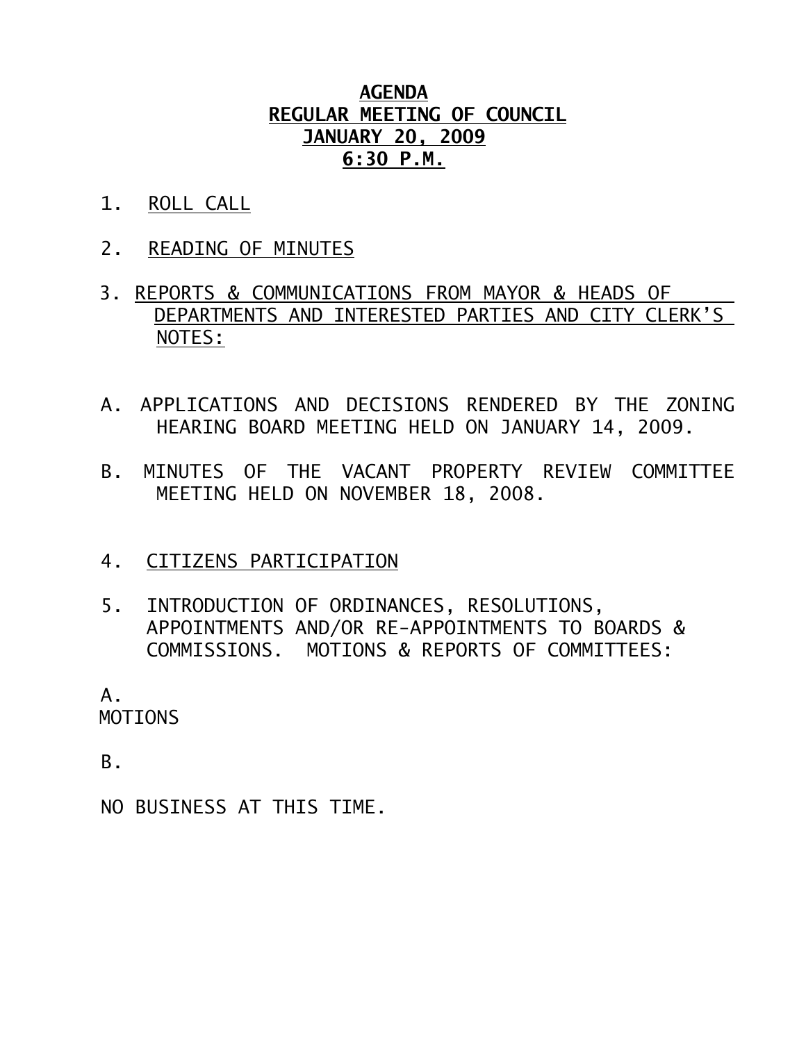# AGENDA
## REGULAR MEETING OF COUNCIL
## JANUARY 20, 2009
## 6:30 P.M.

1. ROLL CALL

2. READING OF MINUTES

3. REPORTS & COMMUNICATIONS FROM MAYOR & HEADS OF DEPARTMENTS AND INTERESTED PARTIES AND CITY CLERK'S NOTES:

A. APPLICATIONS AND DECISIONS RENDERED BY THE ZONING HEARING BOARD MEETING HELD ON JANUARY 14, 2009.

B. MINUTES OF THE VACANT PROPERTY REVIEW COMMITTEE MEETING HELD ON NOVEMBER 18, 2008.

4. CITIZENS PARTICIPATION

5. INTRODUCTION OF ORDINANCES, RESOLUTIONS, APPOINTMENTS AND/OR RE-APPOINTMENTS TO BOARDS & COMMISSIONS. MOTIONS & REPORTS OF COMMITTEES:

A.
MOTIONS

B.

NO BUSINESS AT THIS TIME.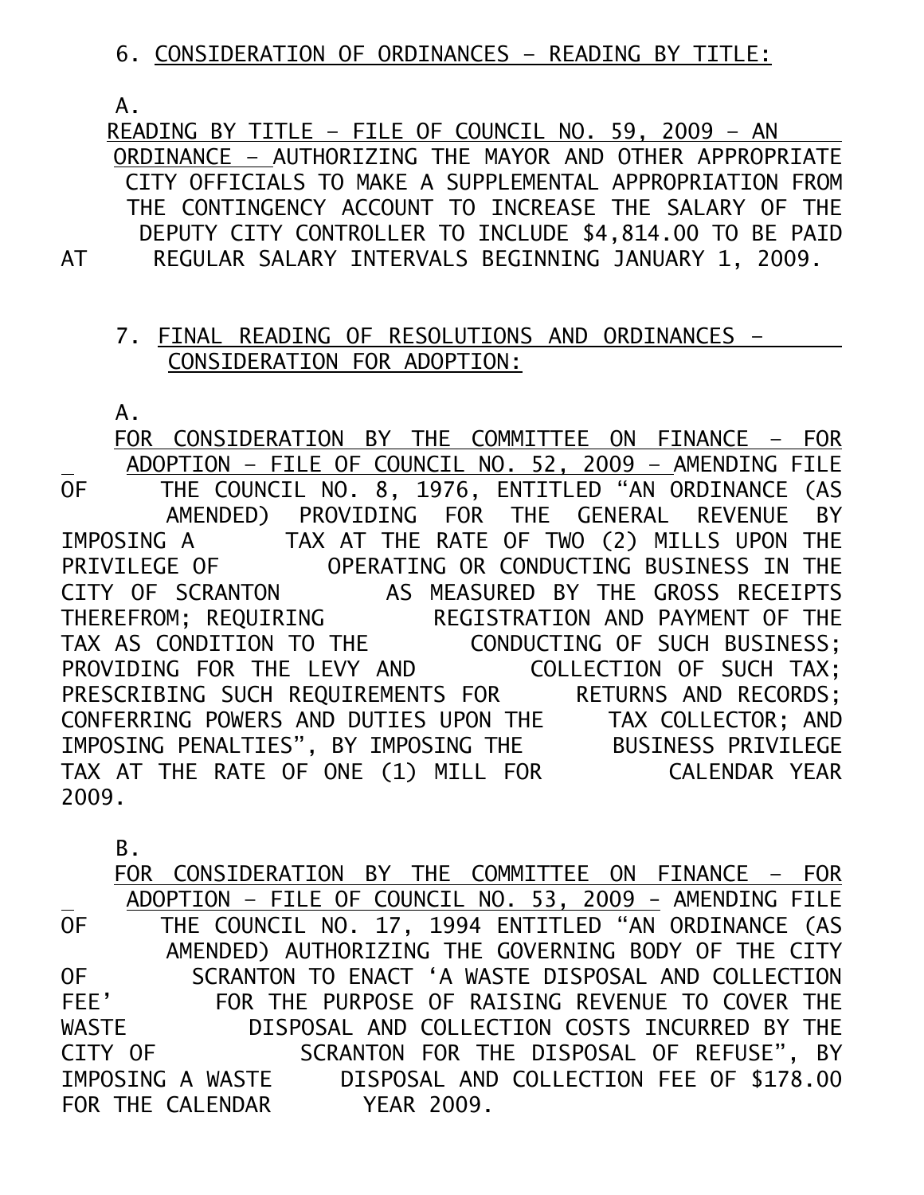6. CONSIDERATION OF ORDINANCES – READING BY TITLE:

A. READING BY TITLE – FILE OF COUNCIL NO. 59, 2009 – AN ORDINANCE – AUTHORIZING THE MAYOR AND OTHER APPROPRIATE CITY OFFICIALS TO MAKE A SUPPLEMENTAL APPROPRIATION FROM THE CONTINGENCY ACCOUNT TO INCREASE THE SALARY OF THE DEPUTY CITY CONTROLLER TO INCLUDE $4,814.00 TO BE PAID AT REGULAR SALARY INTERVALS BEGINNING JANUARY 1, 2009.

7. FINAL READING OF RESOLUTIONS AND ORDINANCES – CONSIDERATION FOR ADOPTION:

A. FOR CONSIDERATION BY THE COMMITTEE ON FINANCE – FOR ADOPTION – FILE OF COUNCIL NO. 52, 2009 – AMENDING FILE OF THE COUNCIL NO. 8, 1976, ENTITLED "AN ORDINANCE (AS AMENDED) PROVIDING FOR THE GENERAL REVENUE BY IMPOSING A TAX AT THE RATE OF TWO (2) MILLS UPON THE PRIVILEGE OF OPERATING OR CONDUCTING BUSINESS IN THE CITY OF SCRANTON AS MEASURED BY THE GROSS RECEIPTS THEREFROM; REQUIRING REGISTRATION AND PAYMENT OF THE TAX AS CONDITION TO THE CONDUCTING OF SUCH BUSINESS; PROVIDING FOR THE LEVY AND COLLECTION OF SUCH TAX; PRESCRIBING SUCH REQUIREMENTS FOR RETURNS AND RECORDS; CONFERRING POWERS AND DUTIES UPON THE TAX COLLECTOR; AND IMPOSING PENALTIES", BY IMPOSING THE BUSINESS PRIVILEGE TAX AT THE RATE OF ONE (1) MILL FOR CALENDAR YEAR 2009.

B. FOR CONSIDERATION BY THE COMMITTEE ON FINANCE – FOR ADOPTION – FILE OF COUNCIL NO. 53, 2009 - AMENDING FILE OF THE COUNCIL NO. 17, 1994 ENTITLED "AN ORDINANCE (AS AMENDED) AUTHORIZING THE GOVERNING BODY OF THE CITY OF SCRANTON TO ENACT 'A WASTE DISPOSAL AND COLLECTION FEE' FOR THE PURPOSE OF RAISING REVENUE TO COVER THE WASTE DISPOSAL AND COLLECTION COSTS INCURRED BY THE CITY OF SCRANTON FOR THE DISPOSAL OF REFUSE", BY IMPOSING A WASTE DISPOSAL AND COLLECTION FEE OF $178.00 FOR THE CALENDAR YEAR 2009.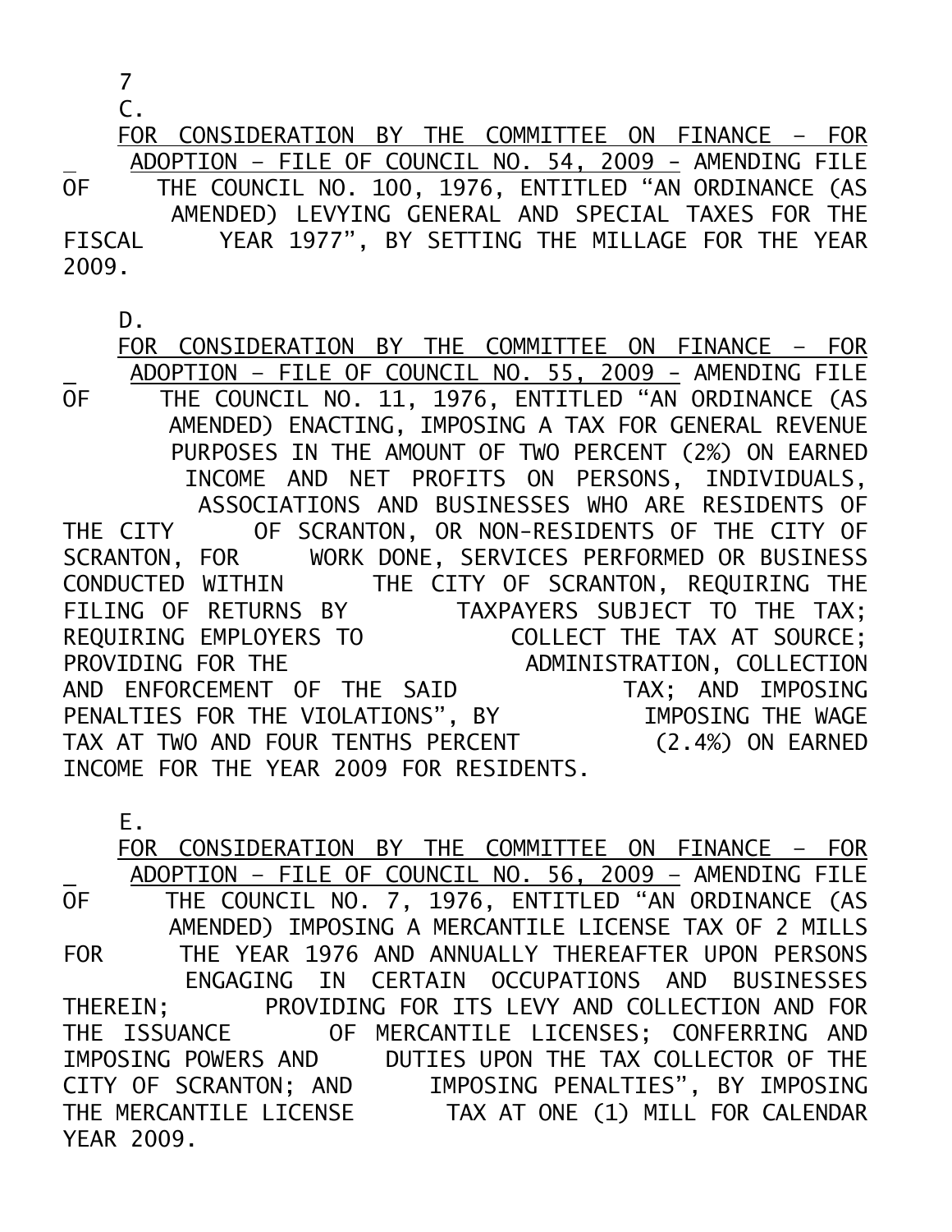7

C.

<u>FOR CONSIDERATION BY THE COMMITTEE ON FINANCE – FOR ADOPTION – FILE OF COUNCIL NO. 54, 2009 –</u> AMENDING FILE OF THE COUNCIL NO. 100, 1976, ENTITLED "AN ORDINANCE (AS AMENDED) LEVYING GENERAL AND SPECIAL TAXES FOR THE FISCAL YEAR 1977", BY SETTING THE MILLAGE FOR THE YEAR 2009.

D.

<u>FOR CONSIDERATION BY THE COMMITTEE ON FINANCE – FOR ADOPTION – FILE OF COUNCIL NO. 55, 2009 –</u> AMENDING FILE OF THE COUNCIL NO. 11, 1976, ENTITLED "AN ORDINANCE (AS AMENDED) ENACTING, IMPOSING A TAX FOR GENERAL REVENUE PURPOSES IN THE AMOUNT OF TWO PERCENT (2%) ON EARNED INCOME AND NET PROFITS ON PERSONS, INDIVIDUALS, ASSOCIATIONS AND BUSINESSES WHO ARE RESIDENTS OF THE CITY OF SCRANTON, OR NON-RESIDENTS OF THE CITY OF SCRANTON, FOR WORK DONE, SERVICES PERFORMED OR BUSINESS CONDUCTED WITHIN THE CITY OF SCRANTON, REQUIRING THE FILING OF RETURNS BY TAXPAYERS SUBJECT TO THE TAX; REQUIRING EMPLOYERS TO COLLECT THE TAX AT SOURCE; PROVIDING FOR THE ADMINISTRATION, COLLECTION AND ENFORCEMENT OF THE SAID TAX; AND IMPOSING PENALTIES FOR THE VIOLATIONS", BY IMPOSING THE WAGE TAX AT TWO AND FOUR TENTHS PERCENT (2.4%) ON EARNED INCOME FOR THE YEAR 2009 FOR RESIDENTS.

E.

<u>FOR CONSIDERATION BY THE COMMITTEE ON FINANCE – FOR ADOPTION – FILE OF COUNCIL NO. 56, 2009 –</u> AMENDING FILE OF THE COUNCIL NO. 7, 1976, ENTITLED "AN ORDINANCE (AS AMENDED) IMPOSING A MERCANTILE LICENSE TAX OF 2 MILLS FOR THE YEAR 1976 AND ANNUALLY THEREAFTER UPON PERSONS ENGAGING IN CERTAIN OCCUPATIONS AND BUSINESSES THEREIN; PROVIDING FOR ITS LEVY AND COLLECTION AND FOR THE ISSUANCE OF MERCANTILE LICENSES; CONFERRING AND IMPOSING POWERS AND DUTIES UPON THE TAX COLLECTOR OF THE CITY OF SCRANTON; AND IMPOSING PENALTIES", BY IMPOSING THE MERCANTILE LICENSE TAX AT ONE (1) MILL FOR CALENDAR YEAR 2009.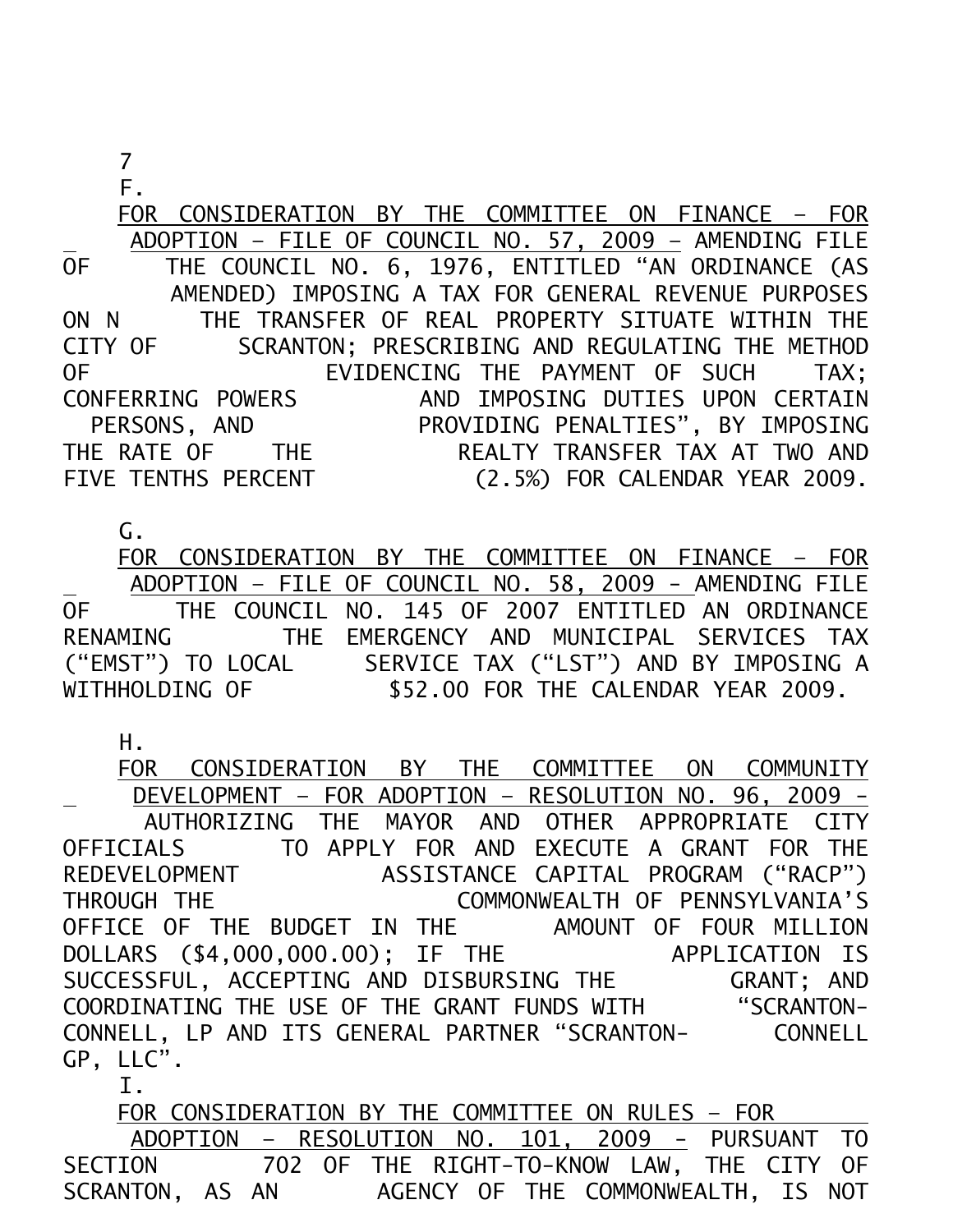7

F.

FOR CONSIDERATION BY THE COMMITTEE ON FINANCE – FOR ADOPTION – FILE OF COUNCIL NO. 57, 2009 – AMENDING FILE OF THE COUNCIL NO. 6, 1976, ENTITLED "AN ORDINANCE (AS AMENDED) IMPOSING A TAX FOR GENERAL REVENUE PURPOSES ON N THE TRANSFER OF REAL PROPERTY SITUATE WITHIN THE CITY OF SCRANTON; PRESCRIBING AND REGULATING THE METHOD OF EVIDENCING THE PAYMENT OF SUCH TAX; CONFERRING POWERS AND IMPOSING DUTIES UPON CERTAIN PERSONS, AND PROVIDING PENALTIES", BY IMPOSING THE RATE OF THE REALTY TRANSFER TAX AT TWO AND FIVE TENTHS PERCENT (2.5%) FOR CALENDAR YEAR 2009.

G.

FOR CONSIDERATION BY THE COMMITTEE ON FINANCE – FOR ADOPTION – FILE OF COUNCIL NO. 58, 2009 - AMENDING FILE OF THE COUNCIL NO. 145 OF 2007 ENTITLED AN ORDINANCE RENAMING THE EMERGENCY AND MUNICIPAL SERVICES TAX ("EMST") TO LOCAL SERVICE TAX ("LST") AND BY IMPOSING A WITHHOLDING OF $52.00 FOR THE CALENDAR YEAR 2009.

H.

FOR CONSIDERATION BY THE COMMITTEE ON COMMUNITY DEVELOPMENT – FOR ADOPTION – RESOLUTION NO. 96, 2009 - AUTHORIZING THE MAYOR AND OTHER APPROPRIATE CITY OFFICIALS TO APPLY FOR AND EXECUTE A GRANT FOR THE REDEVELOPMENT ASSISTANCE CAPITAL PROGRAM ("RACP") THROUGH THE COMMONWEALTH OF PENNSYLVANIA'S OFFICE OF THE BUDGET IN THE AMOUNT OF FOUR MILLION DOLLARS ($4,000,000.00); IF THE APPLICATION IS SUCCESSFUL, ACCEPTING AND DISBURSING THE GRANT; AND COORDINATING THE USE OF THE GRANT FUNDS WITH "SCRANTON-CONNELL, LP AND ITS GENERAL PARTNER "SCRANTON- CONNELL GP, LLC".

I.

FOR CONSIDERATION BY THE COMMITTEE ON RULES – FOR ADOPTION – RESOLUTION NO. 101, 2009 - PURSUANT TO SECTION 702 OF THE RIGHT-TO-KNOW LAW, THE CITY OF SCRANTON, AS AN AGENCY OF THE COMMONWEALTH, IS NOT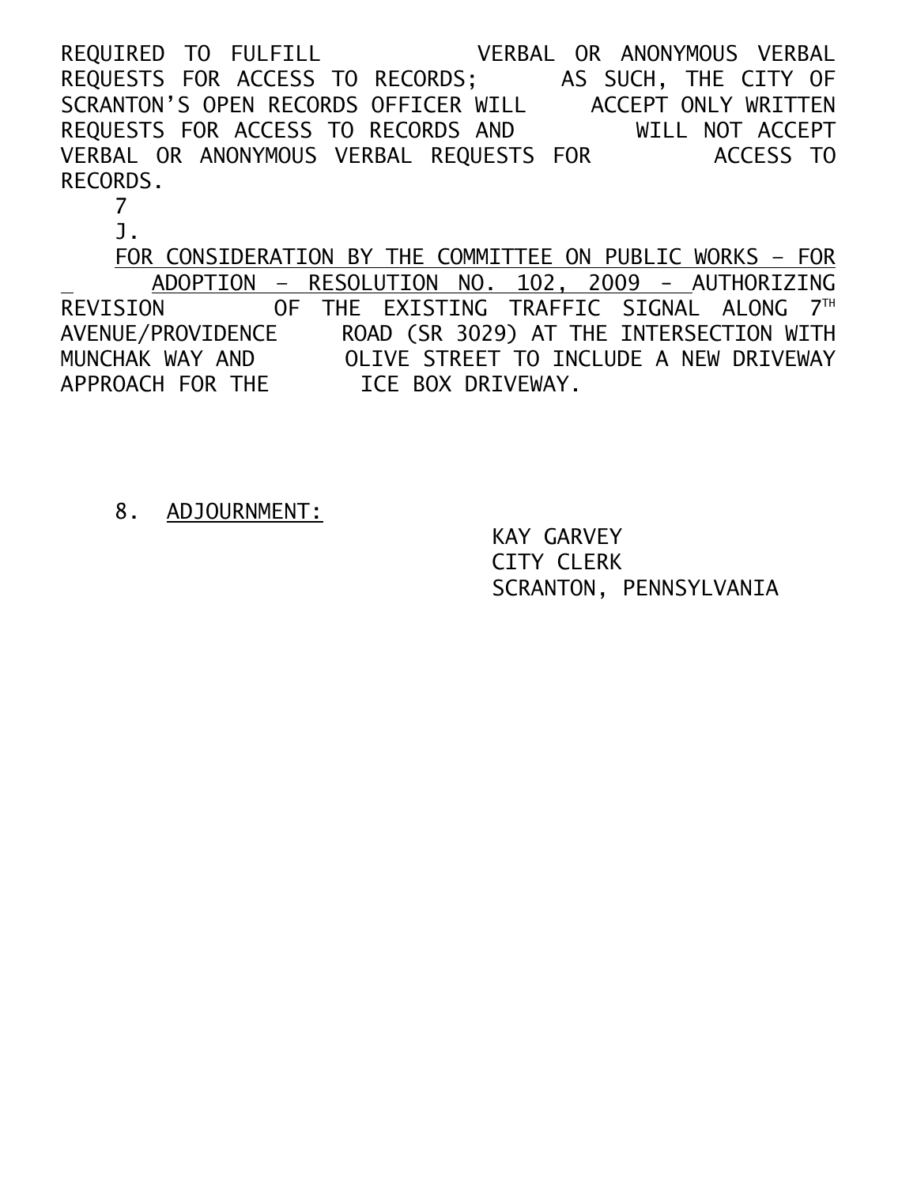REQUIRED TO FULFILL VERBAL OR ANONYMOUS VERBAL REQUESTS FOR ACCESS TO RECORDS; AS SUCH, THE CITY OF SCRANTON'S OPEN RECORDS OFFICER WILL ACCEPT ONLY WRITTEN REQUESTS FOR ACCESS TO RECORDS AND WILL NOT ACCEPT VERBAL OR ANONYMOUS VERBAL REQUESTS FOR ACCESS TO RECORDS.

7 J. FOR CONSIDERATION BY THE COMMITTEE ON PUBLIC WORKS – FOR ADOPTION – RESOLUTION NO. 102, 2009 - AUTHORIZING REVISION OF THE EXISTING TRAFFIC SIGNAL ALONG 7TH AVENUE/PROVIDENCE ROAD (SR 3029) AT THE INTERSECTION WITH MUNCHAK WAY AND OLIVE STREET TO INCLUDE A NEW DRIVEWAY APPROACH FOR THE ICE BOX DRIVEWAY.

8. ADJOURNMENT:

KAY GARVEY
CITY CLERK
SCRANTON, PENNSYLVANIA